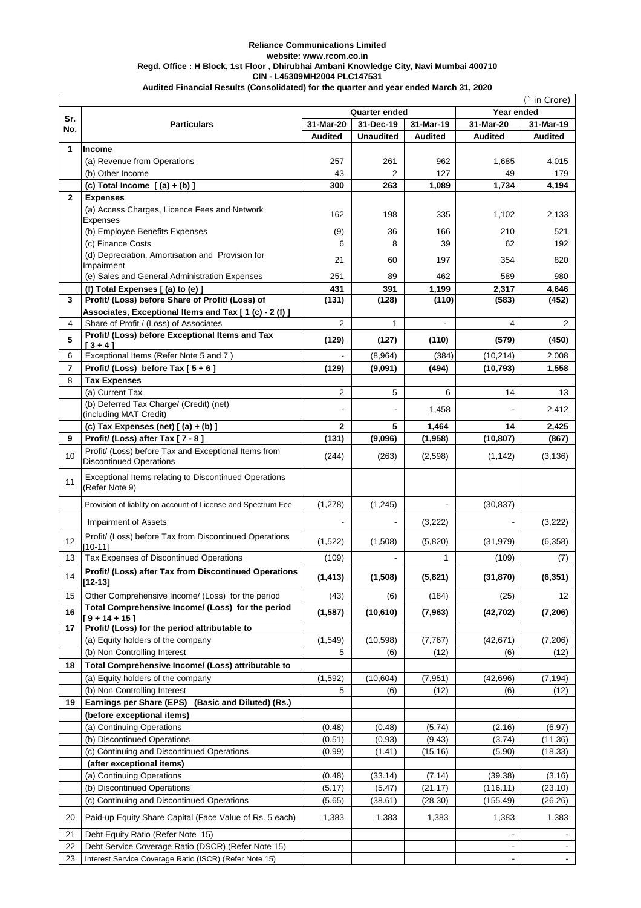**Reliance Communications Limited**
**website: www.rcom.co.in**
**Regd. Office : H Block, 1st Floor , Dhirubhai Ambani Knowledge City, Navi Mumbai 400710**
**CIN - L45309MH2004 PLC147531**
**Audited Financial Results (Consolidated) for the quarter and year ended March 31, 2020**

(` in Crore)

| Sr. No. | Particulars | Quarter ended | | | Year ended | |
|---|---|---|---|---|---|---|
| | | 31-Mar-20 | 31-Dec-19 | 31-Mar-19 | 31-Mar-20 | 31-Mar-19 |
| | | Audited | Unaudited | Audited | Audited | Audited |
| **1** | **Income** | | | | | |
| | (a) Revenue from Operations | 257 | 261 | 962 | 1,685 | 4,015 |
| | (b) Other Income | 43 | 2 | 127 | 49 | 179 |
| | **(c) Total Income [ (a) + (b) ]** | **300** | **263** | **1,089** | **1,734** | **4,194** |
| **2** | **Expenses** | | | | | |
| | (a) Access Charges, Licence Fees and Network Expenses | 162 | 198 | 335 | 1,102 | 2,133 |
| | (b) Employee Benefits Expenses | (9) | 36 | 166 | 210 | 521 |
| | (c) Finance Costs | 6 | 8 | 39 | 62 | 192 |
| | (d) Depreciation, Amortisation and Provision for Impairment | 21 | 60 | 197 | 354 | 820 |
| | (e) Sales and General Administration Expenses | 251 | 89 | 462 | 589 | 980 |
| | **(f) Total Expenses [ (a) to (e) ]** | **431** | **391** | **1,199** | **2,317** | **4,646** |
| **3** | **Profit/ (Loss) before Share of Profit/ (Loss) of Associates, Exceptional Items and Tax [ 1 (c) - 2 (f) ]** | **(131)** | **(128)** | **(110)** | **(583)** | **(452)** |
| 4 | Share of Profit / (Loss) of Associates | 2 | 1 | - | 4 | 2 |
| **5** | **Profit/ (Loss) before Exceptional Items and Tax [ 3 + 4 ]** | **(129)** | **(127)** | **(110)** | **(579)** | **(450)** |
| 6 | Exceptional Items (Refer Note 5 and 7 ) | - | (8,964) | (384) | (10,214) | 2,008 |
| **7** | **Profit/ (Loss) before Tax [ 5 + 6 ]** | **(129)** | **(9,091)** | **(494)** | **(10,793)** | **1,558** |
| 8 | **Tax Expenses** | | | | | |
| | (a) Current Tax | 2 | 5 | 6 | 14 | 13 |
| | (b) Deferred Tax Charge/ (Credit) (net) (including MAT Credit) | - | - | 1,458 | - | 2,412 |
| | **(c) Tax Expenses (net) [ (a) + (b) ]** | **2** | **5** | **1,464** | **14** | **2,425** |
| **9** | **Profit/ (Loss) after Tax [ 7 - 8 ]** | **(131)** | **(9,096)** | **(1,958)** | **(10,807)** | **(867)** |
| 10 | Profit/ (Loss) before Tax and Exceptional Items from Discontinued Operations | (244) | (263) | (2,598) | (1,142) | (3,136) |
| 11 | Exceptional Items relating to Discontinued Operations (Refer Note 9) | | | | | |
| | Provision of liablity on account of License and Spectrum Fee | (1,278) | (1,245) | - | (30,837) | |
| | Impairment of Assets | - | - | (3,222) | - | (3,222) |
| 12 | Profit/ (Loss) before Tax from Discontinued Operations [10-11] | (1,522) | (1,508) | (5,820) | (31,979) | (6,358) |
| 13 | Tax Expenses of Discontinued Operations | (109) | - | 1 | (109) | (7) |
| 14 | **Profit/ (Loss) after Tax from Discontinued Operations [12-13]** | **(1,413)** | **(1,508)** | **(5,821)** | **(31,870)** | **(6,351)** |
| 15 | Other Comprehensive Income/ (Loss) for the period | (43) | (6) | (184) | (25) | 12 |
| 16 | **Total Comprehensive Income/ (Loss) for the period [ 9 + 14 + 15 ]** | **(1,587)** | **(10,610)** | **(7,963)** | **(42,702)** | **(7,206)** |
| 17 | **Profit/ (Loss) for the period attributable to** | | | | | |
| | (a) Equity holders of the company | (1,549) | (10,598) | (7,767) | (42,671) | (7,206) |
| | (b) Non Controlling Interest | 5 | (6) | (12) | (6) | (12) |
| 18 | **Total Comprehensive Income/ (Loss) attributable to** | | | | | |
| | (a) Equity holders of the company | (1,592) | (10,604) | (7,951) | (42,696) | (7,194) |
| | (b) Non Controlling Interest | 5 | (6) | (12) | (6) | (12) |
| 19 | **Earnings per Share (EPS) (Basic and Diluted) (Rs.)** | | | | | |
| | **(before exceptional items)** | | | | | |
| | (a) Continuing Operations | (0.48) | (0.48) | (5.74) | (2.16) | (6.97) |
| | (b) Discontinued Operations | (0.51) | (0.93) | (9.43) | (3.74) | (11.36) |
| | (c) Continuing and Discontinued Operations | (0.99) | (1.41) | (15.16) | (5.90) | (18.33) |
| | **(after exceptional items)** | | | | | |
| | (a) Continuing Operations | (0.48) | (33.14) | (7.14) | (39.38) | (3.16) |
| | (b) Discontinued Operations | (5.17) | (5.47) | (21.17) | (116.11) | (23.10) |
| | (c) Continuing and Discontinued Operations | (5.65) | (38.61) | (28.30) | (155.49) | (26.26) |
| 20 | Paid-up Equity Share Capital (Face Value of Rs. 5 each) | 1,383 | 1,383 | 1,383 | 1,383 | 1,383 |
| 21 | Debt Equity Ratio (Refer Note 15) | | | | - | - |
| 22 | Debt Service Coverage Ratio (DSCR) (Refer Note 15) | | | | - | - |
| 23 | Interest Service Coverage Ratio (ISCR) (Refer Note 15) | | | | - | - |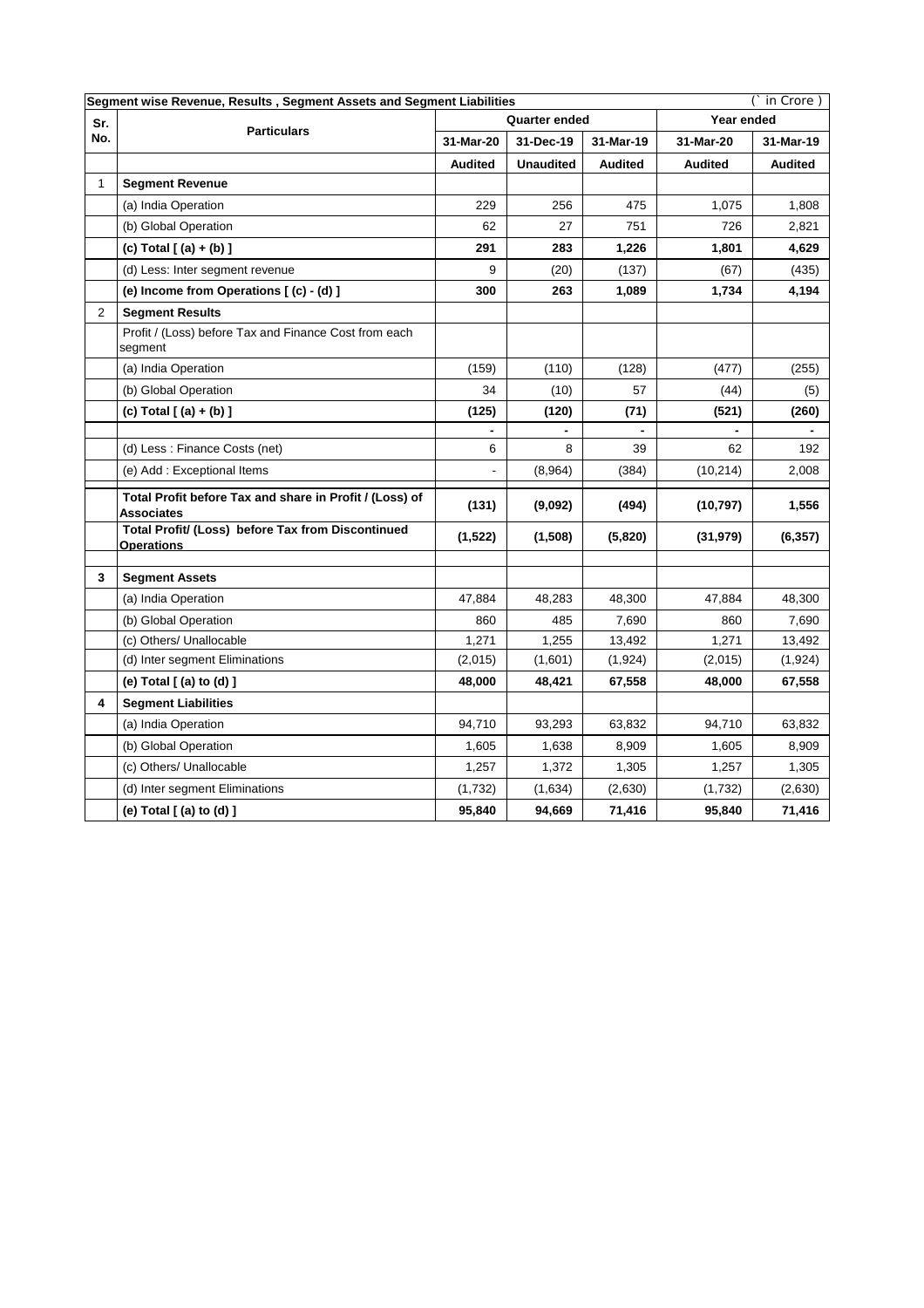| Segment wise Revenue, Results , Segment Assets and Segment Liabilities | | | | | | (` in Crore ) |
|---|---|---|---|---|---|---|
| Sr. No. | Particulars | Quarter ended | | | Year ended | |
| | | 31-Mar-20 | 31-Dec-19 | 31-Mar-19 | 31-Mar-20 | 31-Mar-19 |
| | | **Audited** | **Unaudited** | **Audited** | **Audited** | **Audited** |
| 1 | **Segment Revenue** | | | | | |
| | (a) India Operation | 229 | 256 | 475 | 1,075 | 1,808 |
| | (b) Global Operation | 62 | 27 | 751 | 726 | 2,821 |
| | **(c) Total [ (a) + (b) ]** | **291** | **283** | **1,226** | **1,801** | **4,629** |
| | (d) Less: Inter segment revenue | 9 | (20) | (137) | (67) | (435) |
| | **(e) Income from Operations [ (c) - (d) ]** | **300** | **263** | **1,089** | **1,734** | **4,194** |
| 2 | **Segment Results** | | | | | |
| | Profit / (Loss) before Tax and Finance Cost from each segment | | | | | |
| | (a) India Operation | (159) | (110) | (128) | (477) | (255) |
| | (b) Global Operation | 34 | (10) | 57 | (44) | (5) |
| | **(c) Total [ (a) + (b) ]** | **(125)** | **(120)** | **(71)** | **(521)** | **(260)** |
| | | - | - | - | - | - |
| | (d) Less : Finance Costs (net) | 6 | 8 | 39 | 62 | 192 |
| | (e) Add : Exceptional Items | - | (8,964) | (384) | (10,214) | 2,008 |
| | **Total Profit before Tax and share in Profit / (Loss) of Associates** | **(131)** | **(9,092)** | **(494)** | **(10,797)** | **1,556** |
| | **Total Profit/ (Loss) before Tax from Discontinued Operations** | **(1,522)** | **(1,508)** | **(5,820)** | **(31,979)** | **(6,357)** |
| **3** | **Segment Assets** | | | | | |
| | (a) India Operation | 47,884 | 48,283 | 48,300 | 47,884 | 48,300 |
| | (b) Global Operation | 860 | 485 | 7,690 | 860 | 7,690 |
| | (c) Others/ Unallocable | 1,271 | 1,255 | 13,492 | 1,271 | 13,492 |
| | (d) Inter segment Eliminations | (2,015) | (1,601) | (1,924) | (2,015) | (1,924) |
| | **(e) Total [ (a) to (d) ]** | **48,000** | **48,421** | **67,558** | **48,000** | **67,558** |
| **4** | **Segment Liabilities** | | | | | |
| | (a) India Operation | 94,710 | 93,293 | 63,832 | 94,710 | 63,832 |
| | (b) Global Operation | 1,605 | 1,638 | 8,909 | 1,605 | 8,909 |
| | (c) Others/ Unallocable | 1,257 | 1,372 | 1,305 | 1,257 | 1,305 |
| | (d) Inter segment Eliminations | (1,732) | (1,634) | (2,630) | (1,732) | (2,630) |
| | **(e) Total [ (a) to (d) ]** | **95,840** | **94,669** | **71,416** | **95,840** | **71,416** |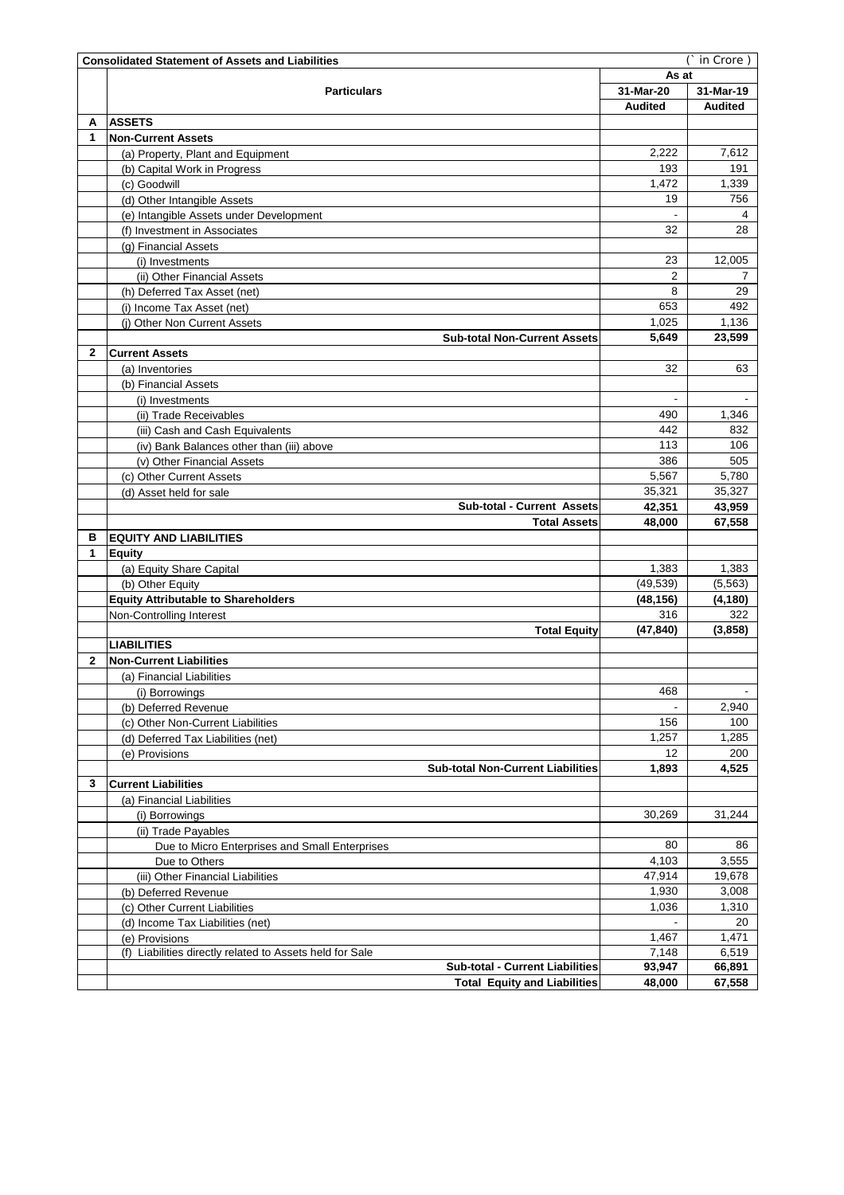| | **Consolidated Statement of Assets and Liabilities** | | (` in Crore ) |
|---|---|---|---|
| | **Particulars** | **As at** | |
| | | **31-Mar-20** | **31-Mar-19** |
| | | **Audited** | **Audited** |
| **A** | **ASSETS** | | |
| **1** | **Non-Current Assets** | | |
| | (a) Property, Plant and Equipment | 2,222 | 7,612 |
| | (b) Capital Work in Progress | 193 | 191 |
| | (c) Goodwill | 1,472 | 1,339 |
| | (d) Other Intangible Assets | 19 | 756 |
| | (e) Intangible Assets under Development | - | 4 |
| | (f) Investment in Associates | 32 | 28 |
| | (g) Financial Assets | | |
| | (i) Investments | 23 | 12,005 |
| | (ii) Other Financial Assets | 2 | 7 |
| | (h) Deferred Tax Asset (net) | 8 | 29 |
| | (i) Income Tax Asset (net) | 653 | 492 |
| | (j) Other Non Current Assets | 1,025 | 1,136 |
| | **Sub-total Non-Current Assets** | **5,649** | **23,599** |
| **2** | **Current Assets** | | |
| | (a) Inventories | 32 | 63 |
| | (b) Financial Assets | | |
| | (i) Investments | - | - |
| | (ii) Trade Receivables | 490 | 1,346 |
| | (iii) Cash and Cash Equivalents | 442 | 832 |
| | (iv) Bank Balances other than (iii) above | 113 | 106 |
| | (v) Other Financial Assets | 386 | 505 |
| | (c) Other Current Assets | 5,567 | 5,780 |
| | (d) Asset held for sale | 35,321 | 35,327 |
| | **Sub-total - Current Assets** | **42,351** | **43,959** |
| | **Total Assets** | **48,000** | **67,558** |
| **B** | **EQUITY AND LIABILITIES** | | |
| **1** | **Equity** | | |
| | (a) Equity Share Capital | 1,383 | 1,383 |
| | (b) Other Equity | (49,539) | (5,563) |
| | **Equity Attributable to Shareholders** | **(48,156)** | **(4,180)** |
| | Non-Controlling Interest | 316 | 322 |
| | **Total Equity** | **(47,840)** | **(3,858)** |
| | **LIABILITIES** | | |
| **2** | **Non-Current Liabilities** | | |
| | (a) Financial Liabilities | | |
| | (i) Borrowings | 468 | - |
| | (b) Deferred Revenue | - | 2,940 |
| | (c) Other Non-Current Liabilities | 156 | 100 |
| | (d) Deferred Tax Liabilities (net) | 1,257 | 1,285 |
| | (e) Provisions | 12 | 200 |
| | **Sub-total Non-Current Liabilities** | **1,893** | **4,525** |
| **3** | **Current Liabilities** | | |
| | (a) Financial Liabilities | | |
| | (i) Borrowings | 30,269 | 31,244 |
| | (ii) Trade Payables | | |
| | Due to Micro Enterprises and Small Enterprises | 80 | 86 |
| | Due to Others | 4,103 | 3,555 |
| | (iii) Other Financial Liabilities | 47,914 | 19,678 |
| | (b) Deferred Revenue | 1,930 | 3,008 |
| | (c) Other Current Liabilities | 1,036 | 1,310 |
| | (d) Income Tax Liabilities (net) | - | 20 |
| | (e) Provisions | 1,467 | 1,471 |
| | (f) Liabilities directly related to Assets held for Sale | 7,148 | 6,519 |
| | **Sub-total - Current Liabilities** | **93,947** | **66,891** |
| | **Total Equity and Liabilities** | **48,000** | **67,558** |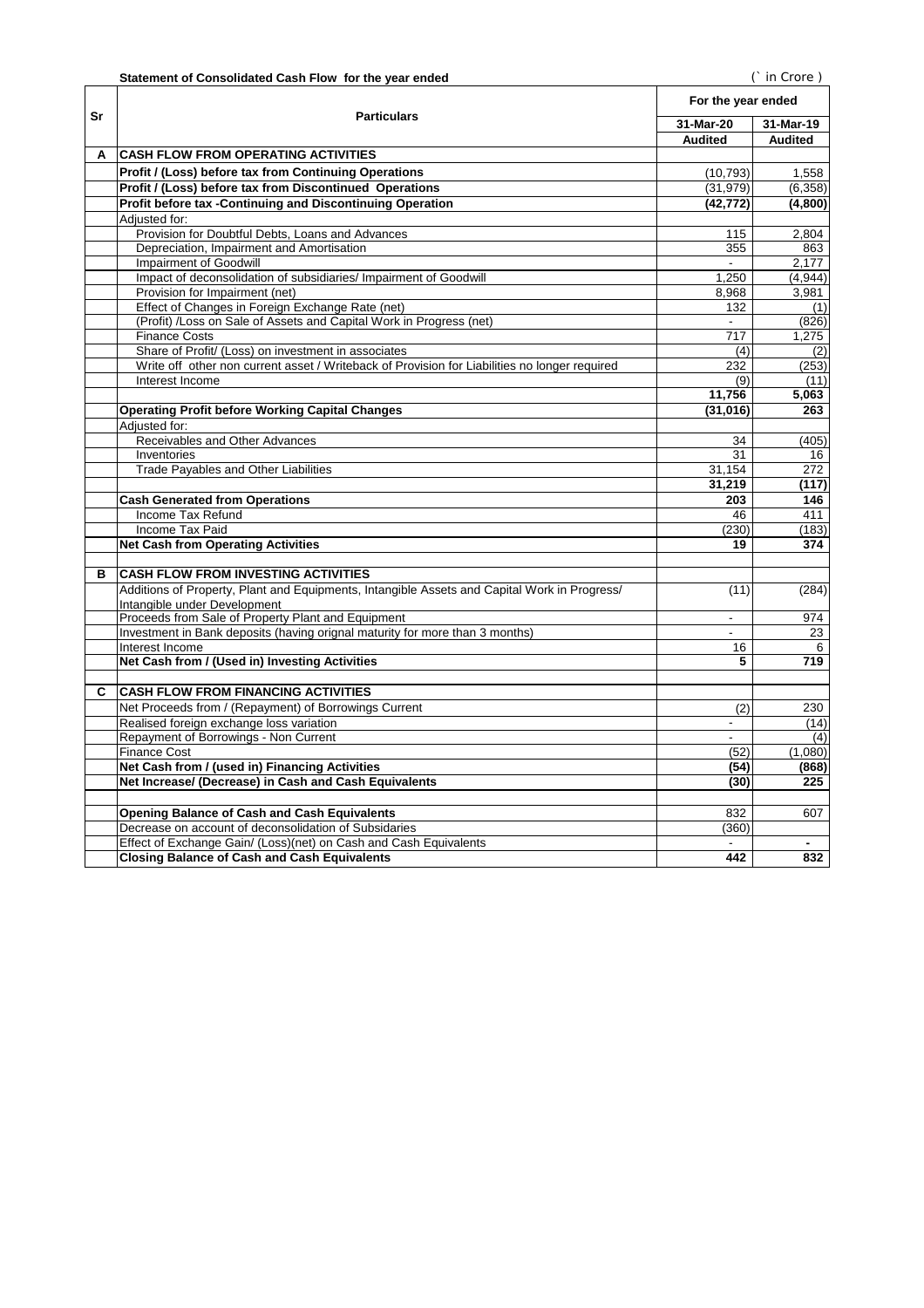**Statement of Consolidated Cash Flow for the year ended** (` in Crore )

| Sr | Particulars | For the year ended | |
|---|---|---|---|
| | | 31-Mar-20 | 31-Mar-19 |
| | | Audited | Audited |
| A | **CASH FLOW FROM OPERATING ACTIVITIES** | | |
| | **Profit / (Loss) before tax from Continuing Operations** | (10,793) | 1,558 |
| | **Profit / (Loss) before tax from Discontinued Operations** | (31,979) | (6,358) |
| | **Profit before tax -Continuing and Discontinuing Operation** | **(42,772)** | **(4,800)** |
| | Adjusted for: | | |
| | Provision for Doubtful Debts, Loans and Advances | 115 | 2,804 |
| | Depreciation, Impairment and Amortisation | 355 | 863 |
| | Impairment of Goodwill | - | 2,177 |
| | Impact of deconsolidation of subsidiaries/ Impairment of Goodwill | 1,250 | (4,944) |
| | Provision for Impairment (net) | 8,968 | 3,981 |
| | Effect of Changes in Foreign Exchange Rate (net) | 132 | (1) |
| | (Profit) /Loss on Sale of Assets and Capital Work in Progress (net) | - | (826) |
| | Finance Costs | 717 | 1,275 |
| | Share of Profit/ (Loss) on investment in associates | (4) | (2) |
| | Write off other non current asset / Writeback of Provision for Liabilities no longer required | 232 | (253) |
| | Interest Income | (9) | (11) |
| | | **11,756** | **5,063** |
| | **Operating Profit before Working Capital Changes** | **(31,016)** | **263** |
| | Adjusted for: | | |
| | Receivables and Other Advances | 34 | (405) |
| | Inventories | 31 | 16 |
| | Trade Payables and Other Liabilities | 31,154 | 272 |
| | | **31,219** | **(117)** |
| | **Cash Generated from Operations** | **203** | **146** |
| | Income Tax Refund | 46 | 411 |
| | Income Tax Paid | (230) | (183) |
| | **Net Cash from Operating Activities** | **19** | **374** |
| | | | |
| B | **CASH FLOW FROM INVESTING ACTIVITIES** | | |
| | Additions of Property, Plant and Equipments, Intangible Assets and Capital Work in Progress/ Intangible under Development | (11) | (284) |
| | Proceeds from Sale of Property Plant and Equipment | - | 974 |
| | Investment in Bank deposits (having orignal maturity for more than 3 months) | - | 23 |
| | Interest Income | 16 | 6 |
| | **Net Cash from / (Used in) Investing Activities** | **5** | **719** |
| | | | |
| C | **CASH FLOW FROM FINANCING ACTIVITIES** | | |
| | Net Proceeds from / (Repayment) of Borrowings Current | (2) | 230 |
| | Realised foreign exchange loss variation | - | (14) |
| | Repayment of Borrowings - Non Current | - | (4) |
| | Finance Cost | (52) | (1,080) |
| | **Net Cash from / (used in) Financing Activities** | **(54)** | **(868)** |
| | **Net Increase/ (Decrease) in Cash and Cash Equivalents** | **(30)** | **225** |
| | | | |
| | **Opening Balance of Cash and Cash Equivalents** | 832 | 607 |
| | Decrease on account of deconsolidation of Subsidaries | (360) | |
| | Effect of Exchange Gain/ (Loss)(net) on Cash and Cash Equivalents | - | - |
| | **Closing Balance of Cash and Cash Equivalents** | **442** | **832** |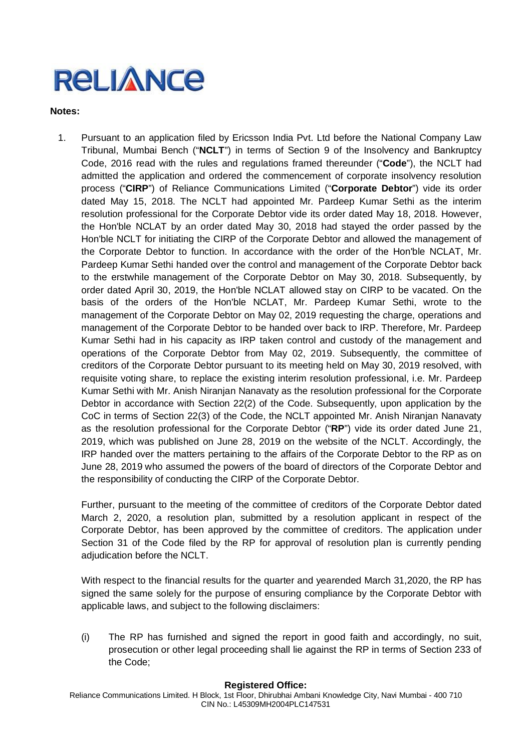**Notes:**

1. Pursuant to an application filed by Ericsson India Pvt. Ltd before the National Company Law Tribunal, Mumbai Bench ("**NCLT**") in terms of Section 9 of the Insolvency and Bankruptcy Code, 2016 read with the rules and regulations framed thereunder ("**Code**"), the NCLT had admitted the application and ordered the commencement of corporate insolvency resolution process ("**CIRP**") of Reliance Communications Limited ("**Corporate Debtor**") vide its order dated May 15, 2018. The NCLT had appointed Mr. Pardeep Kumar Sethi as the interim resolution professional for the Corporate Debtor vide its order dated May 18, 2018. However, the Hon'ble NCLAT by an order dated May 30, 2018 had stayed the order passed by the Hon'ble NCLT for initiating the CIRP of the Corporate Debtor and allowed the management of the Corporate Debtor to function. In accordance with the order of the Hon'ble NCLAT, Mr. Pardeep Kumar Sethi handed over the control and management of the Corporate Debtor back to the erstwhile management of the Corporate Debtor on May 30, 2018. Subsequently, by order dated April 30, 2019, the Hon'ble NCLAT allowed stay on CIRP to be vacated. On the basis of the orders of the Hon'ble NCLAT, Mr. Pardeep Kumar Sethi, wrote to the management of the Corporate Debtor on May 02, 2019 requesting the charge, operations and management of the Corporate Debtor to be handed over back to IRP. Therefore, Mr. Pardeep Kumar Sethi had in his capacity as IRP taken control and custody of the management and operations of the Corporate Debtor from May 02, 2019. Subsequently, the committee of creditors of the Corporate Debtor pursuant to its meeting held on May 30, 2019 resolved, with requisite voting share, to replace the existing interim resolution professional, i.e. Mr. Pardeep Kumar Sethi with Mr. Anish Niranjan Nanavaty as the resolution professional for the Corporate Debtor in accordance with Section 22(2) of the Code. Subsequently, upon application by the CoC in terms of Section 22(3) of the Code, the NCLT appointed Mr. Anish Niranjan Nanavaty as the resolution professional for the Corporate Debtor ("**RP**") vide its order dated June 21, 2019, which was published on June 28, 2019 on the website of the NCLT. Accordingly, the IRP handed over the matters pertaining to the affairs of the Corporate Debtor to the RP as on June 28, 2019 who assumed the powers of the board of directors of the Corporate Debtor and the responsibility of conducting the CIRP of the Corporate Debtor.

   Further, pursuant to the meeting of the committee of creditors of the Corporate Debtor dated March 2, 2020, a resolution plan, submitted by a resolution applicant in respect of the Corporate Debtor, has been approved by the committee of creditors. The application under Section 31 of the Code filed by the RP for approval of resolution plan is currently pending adjudication before the NCLT.

   With respect to the financial results for the quarter and yearended March 31,2020, the RP has signed the same solely for the purpose of ensuring compliance by the Corporate Debtor with applicable laws, and subject to the following disclaimers:

   (i) The RP has furnished and signed the report in good faith and accordingly, no suit, prosecution or other legal proceeding shall lie against the RP in terms of Section 233 of the Code;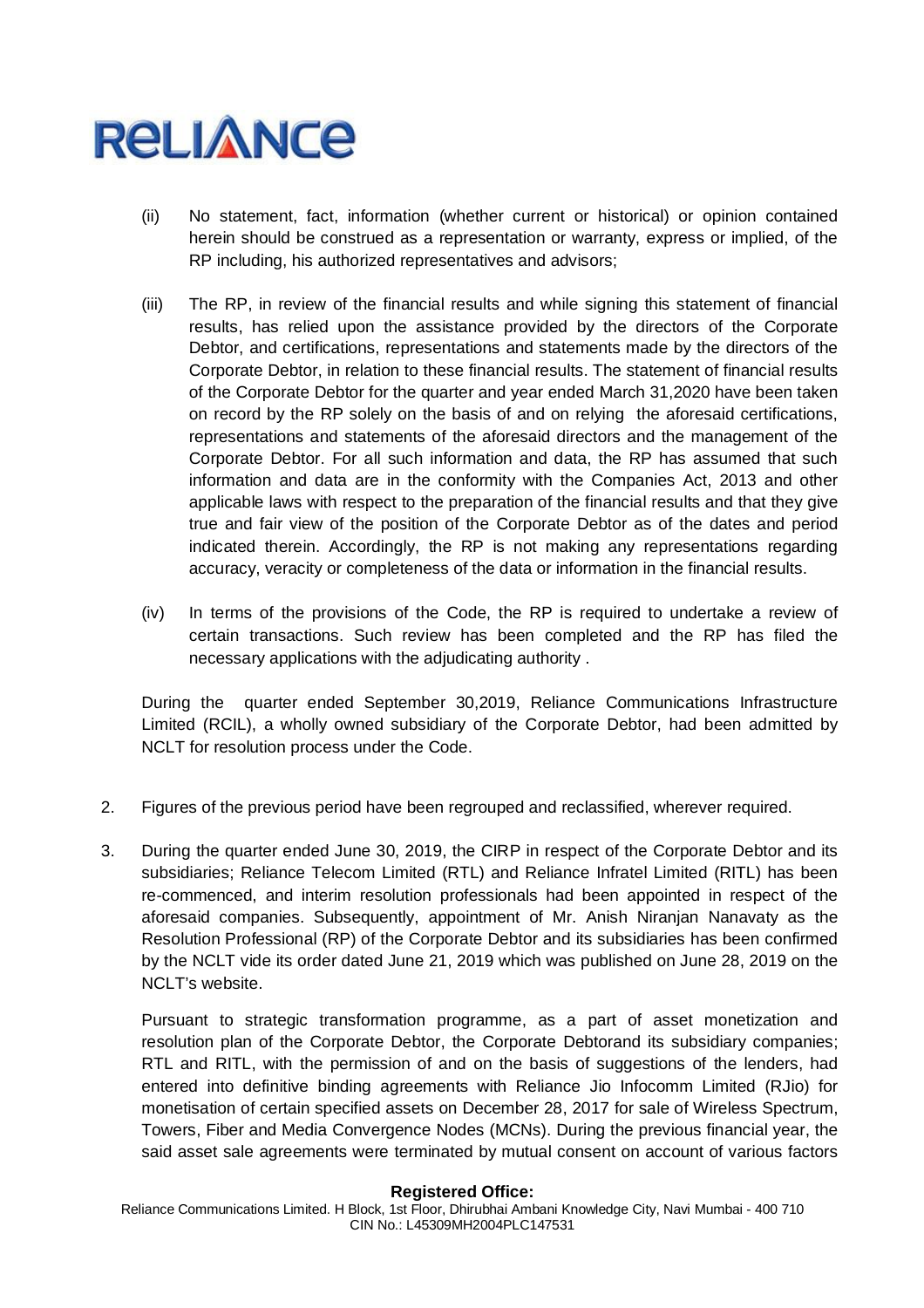(ii) No statement, fact, information (whether current or historical) or opinion contained herein should be construed as a representation or warranty, express or implied, of the RP including, his authorized representatives and advisors;

(iii) The RP, in review of the financial results and while signing this statement of financial results, has relied upon the assistance provided by the directors of the Corporate Debtor, and certifications, representations and statements made by the directors of the Corporate Debtor, in relation to these financial results. The statement of financial results of the Corporate Debtor for the quarter and year ended March 31,2020 have been taken on record by the RP solely on the basis of and on relying the aforesaid certifications, representations and statements of the aforesaid directors and the management of the Corporate Debtor. For all such information and data, the RP has assumed that such information and data are in the conformity with the Companies Act, 2013 and other applicable laws with respect to the preparation of the financial results and that they give true and fair view of the position of the Corporate Debtor as of the dates and period indicated therein. Accordingly, the RP is not making any representations regarding accuracy, veracity or completeness of the data or information in the financial results.

(iv) In terms of the provisions of the Code, the RP is required to undertake a review of certain transactions. Such review has been completed and the RP has filed the necessary applications with the adjudicating authority .

During the quarter ended September 30,2019, Reliance Communications Infrastructure Limited (RCIL), a wholly owned subsidiary of the Corporate Debtor, had been admitted by NCLT for resolution process under the Code.

2. Figures of the previous period have been regrouped and reclassified, wherever required.

3. During the quarter ended June 30, 2019, the CIRP in respect of the Corporate Debtor and its subsidiaries; Reliance Telecom Limited (RTL) and Reliance Infratel Limited (RITL) has been re-commenced, and interim resolution professionals had been appointed in respect of the aforesaid companies. Subsequently, appointment of Mr. Anish Niranjan Nanavaty as the Resolution Professional (RP) of the Corporate Debtor and its subsidiaries has been confirmed by the NCLT vide its order dated June 21, 2019 which was published on June 28, 2019 on the NCLT's website.

   Pursuant to strategic transformation programme, as a part of asset monetization and resolution plan of the Corporate Debtor, the Corporate Debtorand its subsidiary companies; RTL and RITL, with the permission of and on the basis of suggestions of the lenders, had entered into definitive binding agreements with Reliance Jio Infocomm Limited (RJio) for monetisation of certain specified assets on December 28, 2017 for sale of Wireless Spectrum, Towers, Fiber and Media Convergence Nodes (MCNs). During the previous financial year, the said asset sale agreements were terminated by mutual consent on account of various factors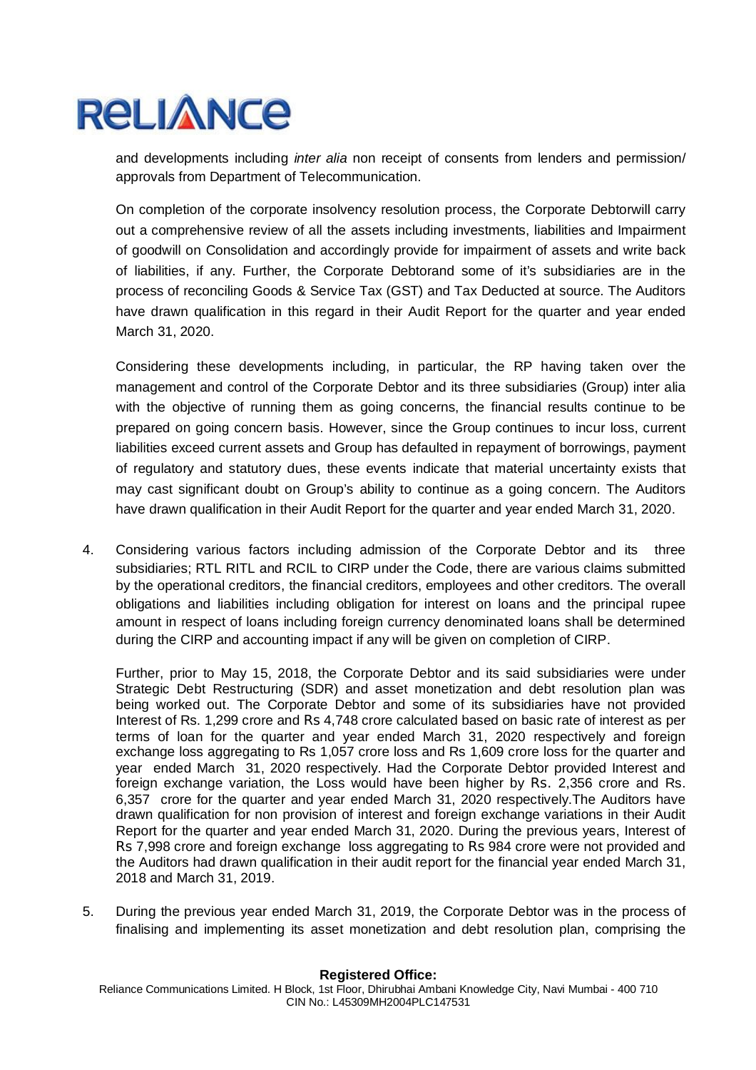and developments including *inter alia* non receipt of consents from lenders and permission/ approvals from Department of Telecommunication.

On completion of the corporate insolvency resolution process, the Corporate Debtorwill carry out a comprehensive review of all the assets including investments, liabilities and Impairment of goodwill on Consolidation and accordingly provide for impairment of assets and write back of liabilities, if any. Further, the Corporate Debtorand some of it's subsidiaries are in the process of reconciling Goods & Service Tax (GST) and Tax Deducted at source. The Auditors have drawn qualification in this regard in their Audit Report for the quarter and year ended March 31, 2020.

Considering these developments including, in particular, the RP having taken over the management and control of the Corporate Debtor and its three subsidiaries (Group) inter alia with the objective of running them as going concerns, the financial results continue to be prepared on going concern basis. However, since the Group continues to incur loss, current liabilities exceed current assets and Group has defaulted in repayment of borrowings, payment of regulatory and statutory dues, these events indicate that material uncertainty exists that may cast significant doubt on Group's ability to continue as a going concern. The Auditors have drawn qualification in their Audit Report for the quarter and year ended March 31, 2020.

4. Considering various factors including admission of the Corporate Debtor and its three subsidiaries; RTL RITL and RCIL to CIRP under the Code, there are various claims submitted by the operational creditors, the financial creditors, employees and other creditors. The overall obligations and liabilities including obligation for interest on loans and the principal rupee amount in respect of loans including foreign currency denominated loans shall be determined during the CIRP and accounting impact if any will be given on completion of CIRP.

   Further, prior to May 15, 2018, the Corporate Debtor and its said subsidiaries were under Strategic Debt Restructuring (SDR) and asset monetization and debt resolution plan was being worked out. The Corporate Debtor and some of its subsidiaries have not provided Interest of Rs. 1,299 crore and Rs 4,748 crore calculated based on basic rate of interest as per terms of loan for the quarter and year ended March 31, 2020 respectively and foreign exchange loss aggregating to Rs 1,057 crore loss and Rs 1,609 crore loss for the quarter and year ended March 31, 2020 respectively. Had the Corporate Debtor provided Interest and foreign exchange variation, the Loss would have been higher by Rs. 2,356 crore and Rs. 6,357 crore for the quarter and year ended March 31, 2020 respectively.The Auditors have drawn qualification for non provision of interest and foreign exchange variations in their Audit Report for the quarter and year ended March 31, 2020. During the previous years, Interest of Rs 7,998 crore and foreign exchange loss aggregating to Rs 984 crore were not provided and the Auditors had drawn qualification in their audit report for the financial year ended March 31, 2018 and March 31, 2019.

5. During the previous year ended March 31, 2019, the Corporate Debtor was in the process of finalising and implementing its asset monetization and debt resolution plan, comprising the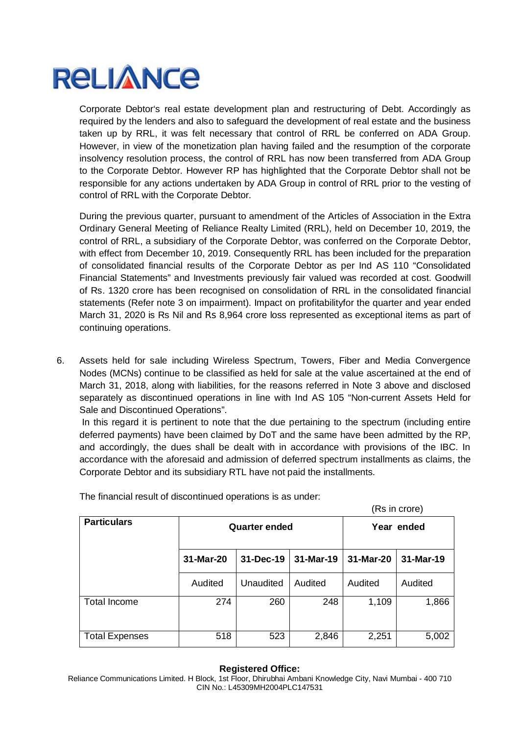Corporate Debtor's real estate development plan and restructuring of Debt. Accordingly as required by the lenders and also to safeguard the development of real estate and the business taken up by RRL, it was felt necessary that control of RRL be conferred on ADA Group. However, in view of the monetization plan having failed and the resumption of the corporate insolvency resolution process, the control of RRL has now been transferred from ADA Group to the Corporate Debtor. However RP has highlighted that the Corporate Debtor shall not be responsible for any actions undertaken by ADA Group in control of RRL prior to the vesting of control of RRL with the Corporate Debtor.

During the previous quarter, pursuant to amendment of the Articles of Association in the Extra Ordinary General Meeting of Reliance Realty Limited (RRL), held on December 10, 2019, the control of RRL, a subsidiary of the Corporate Debtor, was conferred on the Corporate Debtor, with effect from December 10, 2019. Consequently RRL has been included for the preparation of consolidated financial results of the Corporate Debtor as per Ind AS 110 "Consolidated Financial Statements" and Investments previously fair valued was recorded at cost. Goodwill of Rs. 1320 crore has been recognised on consolidation of RRL in the consolidated financial statements (Refer note 3 on impairment). Impact on profitabilityfor the quarter and year ended March 31, 2020 is Rs Nil and Rs 8,964 crore loss represented as exceptional items as part of continuing operations.

6. Assets held for sale including Wireless Spectrum, Towers, Fiber and Media Convergence Nodes (MCNs) continue to be classified as held for sale at the value ascertained at the end of March 31, 2018, along with liabilities, for the reasons referred in Note 3 above and disclosed separately as discontinued operations in line with Ind AS 105 "Non-current Assets Held for Sale and Discontinued Operations".

   In this regard it is pertinent to note that the due pertaining to the spectrum (including entire deferred payments) have been claimed by DoT and the same have been admitted by the RP, and accordingly, the dues shall be dealt with in accordance with provisions of the IBC. In accordance with the aforesaid and admission of deferred spectrum installments as claims, the Corporate Debtor and its subsidiary RTL have not paid the installments.

   The financial result of discontinued operations is as under:

(Rs in crore)

| Particulars | Quarter ended | | | Year ended | |
|---|---|---|---|---|---|
| | 31-Mar-20 | 31-Dec-19 | 31-Mar-19 | 31-Mar-20 | 31-Mar-19 |
| | Audited | Unaudited | Audited | Audited | Audited |
| Total Income | 274 | 260 | 248 | 1,109 | 1,866 |
| Total Expenses | 518 | 523 | 2,846 | 2,251 | 5,002 |

**Registered Office:**
Reliance Communications Limited. H Block, 1st Floor, Dhirubhai Ambani Knowledge City, Navi Mumbai - 400 710
CIN No.: L45309MH2004PLC147531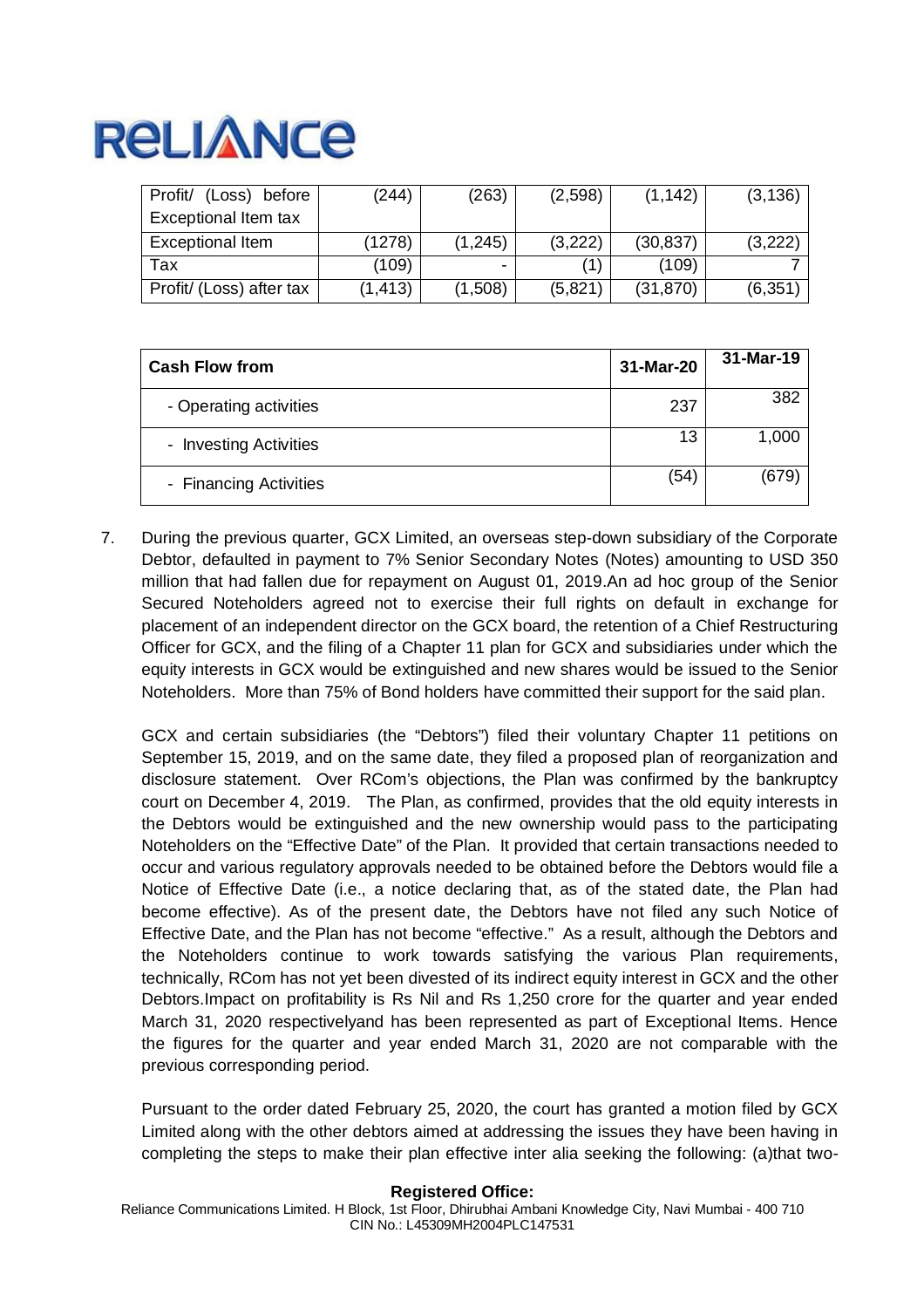| Profit/ (Loss) before Exceptional Item tax | (244) | (263) | (2,598) | (1,142) | (3,136) |
|---|---|---|---|---|---|
| Exceptional Item | (1278) | (1,245) | (3,222) | (30,837) | (3,222) |
| Tax | (109) | - | (1) | (109) | 7 |
| Profit/ (Loss) after tax | (1,413) | (1,508) | (5,821) | (31,870) | (6,351) |

| **Cash Flow from** | **31-Mar-20** | **31-Mar-19** |
|---|---|---|
| - Operating activities | 237 | 382 |
| - Investing Activities | 13 | 1,000 |
| - Financing Activities | (54) | (679) |

7. During the previous quarter, GCX Limited, an overseas step-down subsidiary of the Corporate Debtor, defaulted in payment to 7% Senior Secondary Notes (Notes) amounting to USD 350 million that had fallen due for repayment on August 01, 2019.An ad hoc group of the Senior Secured Noteholders agreed not to exercise their full rights on default in exchange for placement of an independent director on the GCX board, the retention of a Chief Restructuring Officer for GCX, and the filing of a Chapter 11 plan for GCX and subsidiaries under which the equity interests in GCX would be extinguished and new shares would be issued to the Senior Noteholders. More than 75% of Bond holders have committed their support for the said plan.

   GCX and certain subsidiaries (the "Debtors") filed their voluntary Chapter 11 petitions on September 15, 2019, and on the same date, they filed a proposed plan of reorganization and disclosure statement. Over RCom's objections, the Plan was confirmed by the bankruptcy court on December 4, 2019. The Plan, as confirmed, provides that the old equity interests in the Debtors would be extinguished and the new ownership would pass to the participating Noteholders on the "Effective Date" of the Plan. It provided that certain transactions needed to occur and various regulatory approvals needed to be obtained before the Debtors would file a Notice of Effective Date (i.e., a notice declaring that, as of the stated date, the Plan had become effective). As of the present date, the Debtors have not filed any such Notice of Effective Date, and the Plan has not become "effective." As a result, although the Debtors and the Noteholders continue to work towards satisfying the various Plan requirements, technically, RCom has not yet been divested of its indirect equity interest in GCX and the other Debtors.Impact on profitability is Rs Nil and Rs 1,250 crore for the quarter and year ended March 31, 2020 respectivelyand has been represented as part of Exceptional Items. Hence the figures for the quarter and year ended March 31, 2020 are not comparable with the previous corresponding period.

   Pursuant to the order dated February 25, 2020, the court has granted a motion filed by GCX Limited along with the other debtors aimed at addressing the issues they have been having in completing the steps to make their plan effective inter alia seeking the following: (a)that two-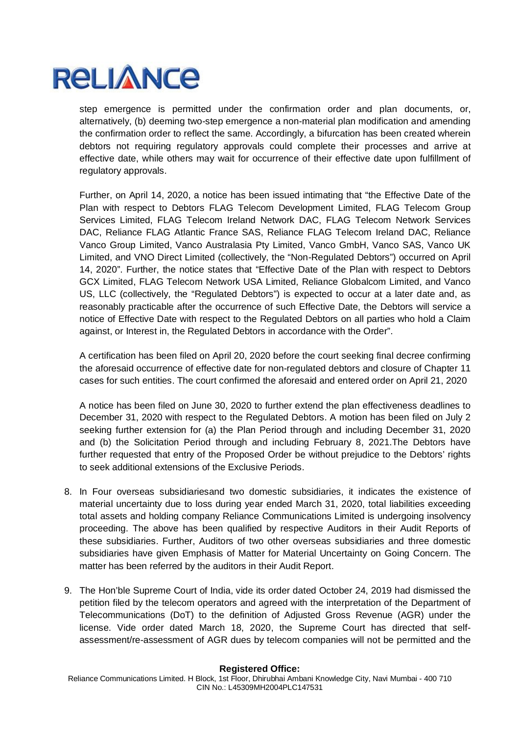step emergence is permitted under the confirmation order and plan documents, or, alternatively, (b) deeming two-step emergence a non-material plan modification and amending the confirmation order to reflect the same. Accordingly, a bifurcation has been created wherein debtors not requiring regulatory approvals could complete their processes and arrive at effective date, while others may wait for occurrence of their effective date upon fulfillment of regulatory approvals.

Further, on April 14, 2020, a notice has been issued intimating that "the Effective Date of the Plan with respect to Debtors FLAG Telecom Development Limited, FLAG Telecom Group Services Limited, FLAG Telecom Ireland Network DAC, FLAG Telecom Network Services DAC, Reliance FLAG Atlantic France SAS, Reliance FLAG Telecom Ireland DAC, Reliance Vanco Group Limited, Vanco Australasia Pty Limited, Vanco GmbH, Vanco SAS, Vanco UK Limited, and VNO Direct Limited (collectively, the "Non-Regulated Debtors") occurred on April 14, 2020". Further, the notice states that "Effective Date of the Plan with respect to Debtors GCX Limited, FLAG Telecom Network USA Limited, Reliance Globalcom Limited, and Vanco US, LLC (collectively, the "Regulated Debtors") is expected to occur at a later date and, as reasonably practicable after the occurrence of such Effective Date, the Debtors will service a notice of Effective Date with respect to the Regulated Debtors on all parties who hold a Claim against, or Interest in, the Regulated Debtors in accordance with the Order".

A certification has been filed on April 20, 2020 before the court seeking final decree confirming the aforesaid occurrence of effective date for non-regulated debtors and closure of Chapter 11 cases for such entities. The court confirmed the aforesaid and entered order on April 21, 2020

A notice has been filed on June 30, 2020 to further extend the plan effectiveness deadlines to December 31, 2020 with respect to the Regulated Debtors. A motion has been filed on July 2 seeking further extension for (a) the Plan Period through and including December 31, 2020 and (b) the Solicitation Period through and including February 8, 2021.The Debtors have further requested that entry of the Proposed Order be without prejudice to the Debtors' rights to seek additional extensions of the Exclusive Periods.

8. In Four overseas subsidiariesand two domestic subsidiaries, it indicates the existence of material uncertainty due to loss during year ended March 31, 2020, total liabilities exceeding total assets and holding company Reliance Communications Limited is undergoing insolvency proceeding. The above has been qualified by respective Auditors in their Audit Reports of these subsidiaries. Further, Auditors of two other overseas subsidiaries and three domestic subsidiaries have given Emphasis of Matter for Material Uncertainty on Going Concern. The matter has been referred by the auditors in their Audit Report.

9. The Hon'ble Supreme Court of India, vide its order dated October 24, 2019 had dismissed the petition filed by the telecom operators and agreed with the interpretation of the Department of Telecommunications (DoT) to the definition of Adjusted Gross Revenue (AGR) under the license. Vide order dated March 18, 2020, the Supreme Court has directed that self-assessment/re-assessment of AGR dues by telecom companies will not be permitted and the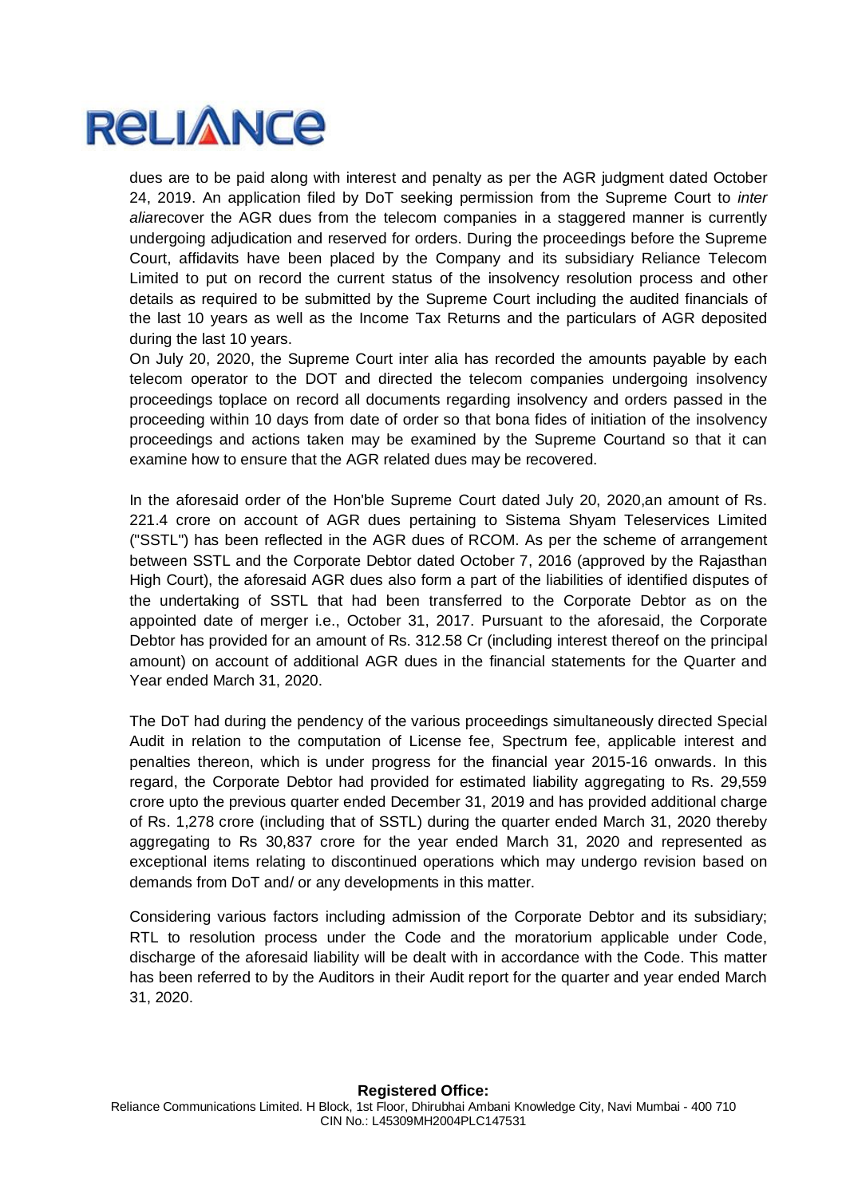dues are to be paid along with interest and penalty as per the AGR judgment dated October 24, 2019. An application filed by DoT seeking permission from the Supreme Court to *inter alia*recover the AGR dues from the telecom companies in a staggered manner is currently undergoing adjudication and reserved for orders. During the proceedings before the Supreme Court, affidavits have been placed by the Company and its subsidiary Reliance Telecom Limited to put on record the current status of the insolvency resolution process and other details as required to be submitted by the Supreme Court including the audited financials of the last 10 years as well as the Income Tax Returns and the particulars of AGR deposited during the last 10 years.

On July 20, 2020, the Supreme Court inter alia has recorded the amounts payable by each telecom operator to the DOT and directed the telecom companies undergoing insolvency proceedings toplace on record all documents regarding insolvency and orders passed in the proceeding within 10 days from date of order so that bona fides of initiation of the insolvency proceedings and actions taken may be examined by the Supreme Courtand so that it can examine how to ensure that the AGR related dues may be recovered.

In the aforesaid order of the Hon'ble Supreme Court dated July 20, 2020,an amount of Rs. 221.4 crore on account of AGR dues pertaining to Sistema Shyam Teleservices Limited ("SSTL") has been reflected in the AGR dues of RCOM. As per the scheme of arrangement between SSTL and the Corporate Debtor dated October 7, 2016 (approved by the Rajasthan High Court), the aforesaid AGR dues also form a part of the liabilities of identified disputes of the undertaking of SSTL that had been transferred to the Corporate Debtor as on the appointed date of merger i.e., October 31, 2017. Pursuant to the aforesaid, the Corporate Debtor has provided for an amount of Rs. 312.58 Cr (including interest thereof on the principal amount) on account of additional AGR dues in the financial statements for the Quarter and Year ended March 31, 2020.

The DoT had during the pendency of the various proceedings simultaneously directed Special Audit in relation to the computation of License fee, Spectrum fee, applicable interest and penalties thereon, which is under progress for the financial year 2015-16 onwards. In this regard, the Corporate Debtor had provided for estimated liability aggregating to Rs. 29,559 crore upto the previous quarter ended December 31, 2019 and has provided additional charge of Rs. 1,278 crore (including that of SSTL) during the quarter ended March 31, 2020 thereby aggregating to Rs 30,837 crore for the year ended March 31, 2020 and represented as exceptional items relating to discontinued operations which may undergo revision based on demands from DoT and/ or any developments in this matter.

Considering various factors including admission of the Corporate Debtor and its subsidiary; RTL to resolution process under the Code and the moratorium applicable under Code, discharge of the aforesaid liability will be dealt with in accordance with the Code. This matter has been referred to by the Auditors in their Audit report for the quarter and year ended March 31, 2020.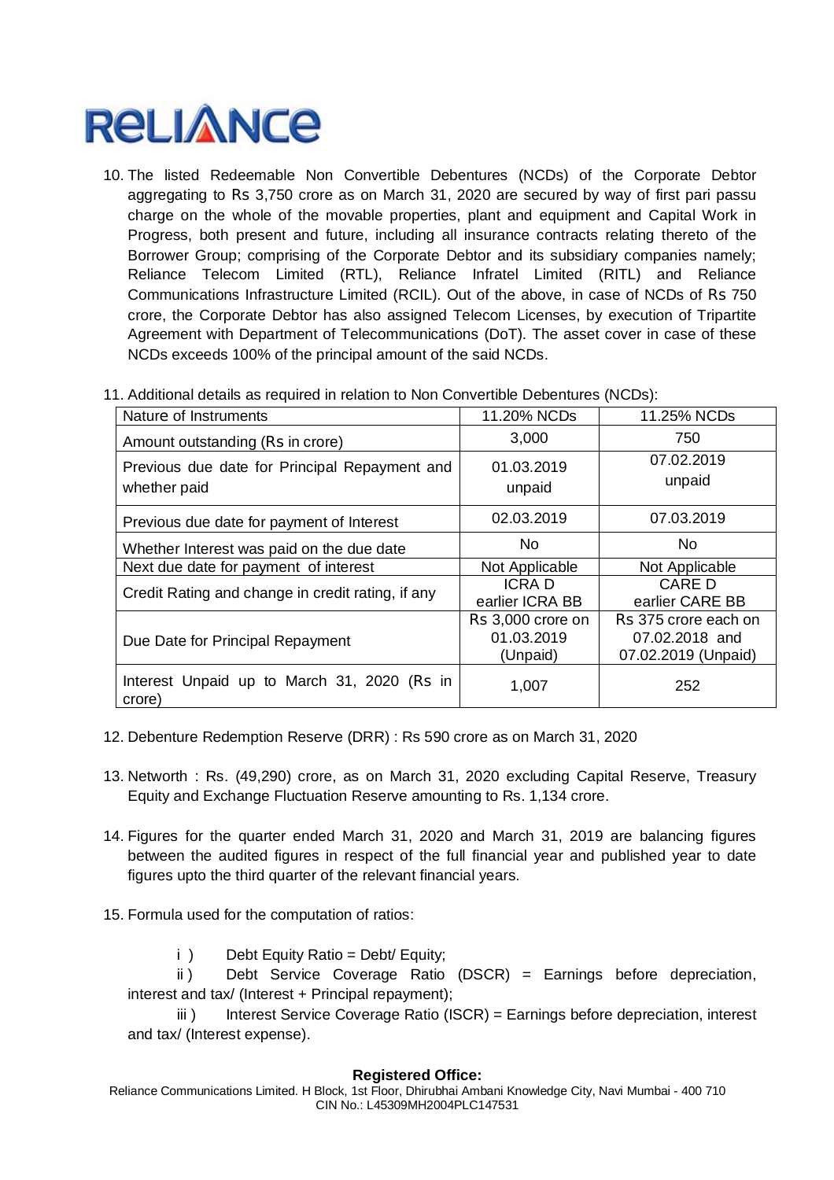10. The listed Redeemable Non Convertible Debentures (NCDs) of the Corporate Debtor aggregating to Rs 3,750 crore as on March 31, 2020 are secured by way of first pari passu charge on the whole of the movable properties, plant and equipment and Capital Work in Progress, both present and future, including all insurance contracts relating thereto of the Borrower Group; comprising of the Corporate Debtor and its subsidiary companies namely; Reliance Telecom Limited (RTL), Reliance Infratel Limited (RITL) and Reliance Communications Infrastructure Limited (RCIL). Out of the above, in case of NCDs of Rs 750 crore, the Corporate Debtor has also assigned Telecom Licenses, by execution of Tripartite Agreement with Department of Telecommunications (DoT). The asset cover in case of these NCDs exceeds 100% of the principal amount of the said NCDs.

11. Additional details as required in relation to Non Convertible Debentures (NCDs):

| Nature of Instruments | 11.20% NCDs | 11.25% NCDs |
|---|---|---|
| Amount outstanding (Rs in crore) | 3,000 | 750 |
| Previous due date for Principal Repayment and whether paid | 01.03.2019 unpaid | 07.02.2019 unpaid |
| Previous due date for payment of Interest | 02.03.2019 | 07.03.2019 |
| Whether Interest was paid on the due date | No | No |
| Next due date for payment of interest | Not Applicable | Not Applicable |
| Credit Rating and change in credit rating, if any | ICRA D earlier ICRA BB | CARE D earlier CARE BB |
| Due Date for Principal Repayment | Rs 3,000 crore on 01.03.2019 (Unpaid) | Rs 375 crore each on 07.02.2018 and 07.02.2019 (Unpaid) |
| Interest Unpaid up to March 31, 2020 (Rs in crore) | 1,007 | 252 |

12. Debenture Redemption Reserve (DRR) : Rs 590 crore as on March 31, 2020

13. Networth : Rs. (49,290) crore, as on March 31, 2020 excluding Capital Reserve, Treasury Equity and Exchange Fluctuation Reserve amounting to Rs. 1,134 crore.

14. Figures for the quarter ended March 31, 2020 and March 31, 2019 are balancing figures between the audited figures in respect of the full financial year and published year to date figures upto the third quarter of the relevant financial years.

15. Formula used for the computation of ratios:

    i ) Debt Equity Ratio = Debt/ Equity;

    ii ) Debt Service Coverage Ratio (DSCR) = Earnings before depreciation, interest and tax/ (Interest + Principal repayment);

    iii ) Interest Service Coverage Ratio (ISCR) = Earnings before depreciation, interest and tax/ (Interest expense).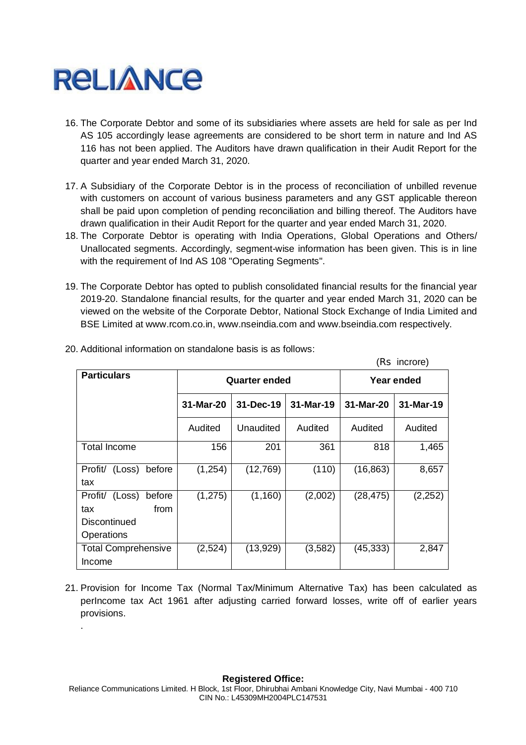16. The Corporate Debtor and some of its subsidiaries where assets are held for sale as per Ind AS 105 accordingly lease agreements are considered to be short term in nature and Ind AS 116 has not been applied. The Auditors have drawn qualification in their Audit Report for the quarter and year ended March 31, 2020.

17. A Subsidiary of the Corporate Debtor is in the process of reconciliation of unbilled revenue with customers on account of various business parameters and any GST applicable thereon shall be paid upon completion of pending reconciliation and billing thereof. The Auditors have drawn qualification in their Audit Report for the quarter and year ended March 31, 2020.

18. The Corporate Debtor is operating with India Operations, Global Operations and Others/ Unallocated segments. Accordingly, segment-wise information has been given. This is in line with the requirement of Ind AS 108 "Operating Segments".

19. The Corporate Debtor has opted to publish consolidated financial results for the financial year 2019-20. Standalone financial results, for the quarter and year ended March 31, 2020 can be viewed on the website of the Corporate Debtor, National Stock Exchange of India Limited and BSE Limited at www.rcom.co.in, www.nseindia.com and www.bseindia.com respectively.

20. Additional information on standalone basis is as follows:

(Rs incrore)

| Particulars | Quarter ended | | | Year ended | |
|---|---|---|---|---|---|
| | 31-Mar-20 | 31-Dec-19 | 31-Mar-19 | 31-Mar-20 | 31-Mar-19 |
| | Audited | Unaudited | Audited | Audited | Audited |
| Total Income | 156 | 201 | 361 | 818 | 1,465 |
| Profit/ (Loss) before tax | (1,254) | (12,769) | (110) | (16,863) | 8,657 |
| Profit/ (Loss) before tax from Discontinued Operations | (1,275) | (1,160) | (2,002) | (28,475) | (2,252) |
| Total Comprehensive Income | (2,524) | (13,929) | (3,582) | (45,333) | 2,847 |

21. Provision for Income Tax (Normal Tax/Minimum Alternative Tax) has been calculated as perIncome tax Act 1961 after adjusting carried forward losses, write off of earlier years provisions.

.

**Registered Office:**
Reliance Communications Limited. H Block, 1st Floor, Dhirubhai Ambani Knowledge City, Navi Mumbai - 400 710
CIN No.: L45309MH2004PLC147531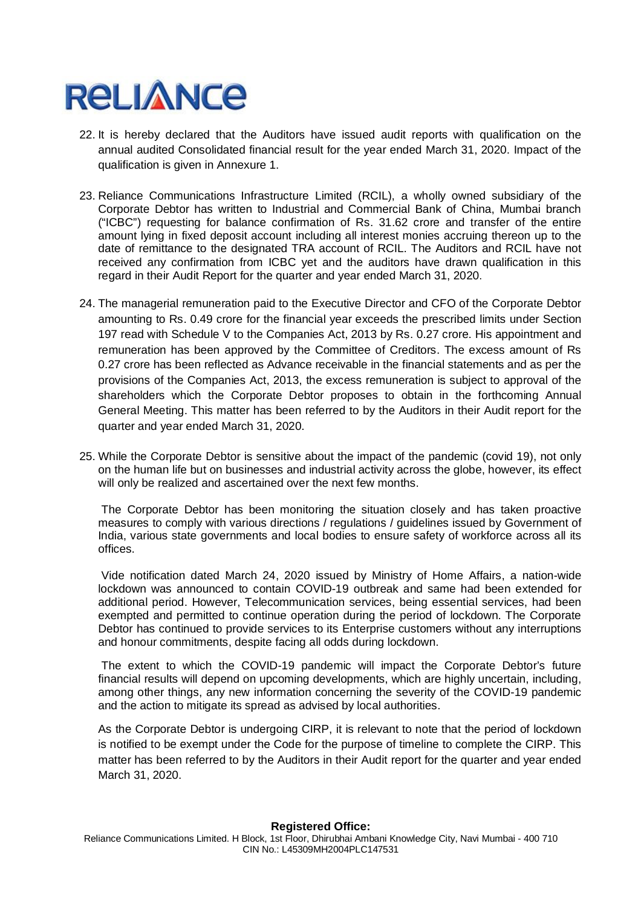22. It is hereby declared that the Auditors have issued audit reports with qualification on the annual audited Consolidated financial result for the year ended March 31, 2020. Impact of the qualification is given in Annexure 1.

23. Reliance Communications Infrastructure Limited (RCIL), a wholly owned subsidiary of the Corporate Debtor has written to Industrial and Commercial Bank of China, Mumbai branch ("ICBC") requesting for balance confirmation of Rs. 31.62 crore and transfer of the entire amount lying in fixed deposit account including all interest monies accruing thereon up to the date of remittance to the designated TRA account of RCIL. The Auditors and RCIL have not received any confirmation from ICBC yet and the auditors have drawn qualification in this regard in their Audit Report for the quarter and year ended March 31, 2020.

24. The managerial remuneration paid to the Executive Director and CFO of the Corporate Debtor amounting to Rs. 0.49 crore for the financial year exceeds the prescribed limits under Section 197 read with Schedule V to the Companies Act, 2013 by Rs. 0.27 crore. His appointment and remuneration has been approved by the Committee of Creditors. The excess amount of Rs 0.27 crore has been reflected as Advance receivable in the financial statements and as per the provisions of the Companies Act, 2013, the excess remuneration is subject to approval of the shareholders which the Corporate Debtor proposes to obtain in the forthcoming Annual General Meeting. This matter has been referred to by the Auditors in their Audit report for the quarter and year ended March 31, 2020.

25. While the Corporate Debtor is sensitive about the impact of the pandemic (covid 19), not only on the human life but on businesses and industrial activity across the globe, however, its effect will only be realized and ascertained over the next few months.

    The Corporate Debtor has been monitoring the situation closely and has taken proactive measures to comply with various directions / regulations / guidelines issued by Government of India, various state governments and local bodies to ensure safety of workforce across all its offices.

    Vide notification dated March 24, 2020 issued by Ministry of Home Affairs, a nation-wide lockdown was announced to contain COVID-19 outbreak and same had been extended for additional period. However, Telecommunication services, being essential services, had been exempted and permitted to continue operation during the period of lockdown. The Corporate Debtor has continued to provide services to its Enterprise customers without any interruptions and honour commitments, despite facing all odds during lockdown.

    The extent to which the COVID-19 pandemic will impact the Corporate Debtor's future financial results will depend on upcoming developments, which are highly uncertain, including, among other things, any new information concerning the severity of the COVID-19 pandemic and the action to mitigate its spread as advised by local authorities.

    As the Corporate Debtor is undergoing CIRP, it is relevant to note that the period of lockdown is notified to be exempt under the Code for the purpose of timeline to complete the CIRP. This matter has been referred to by the Auditors in their Audit report for the quarter and year ended March 31, 2020.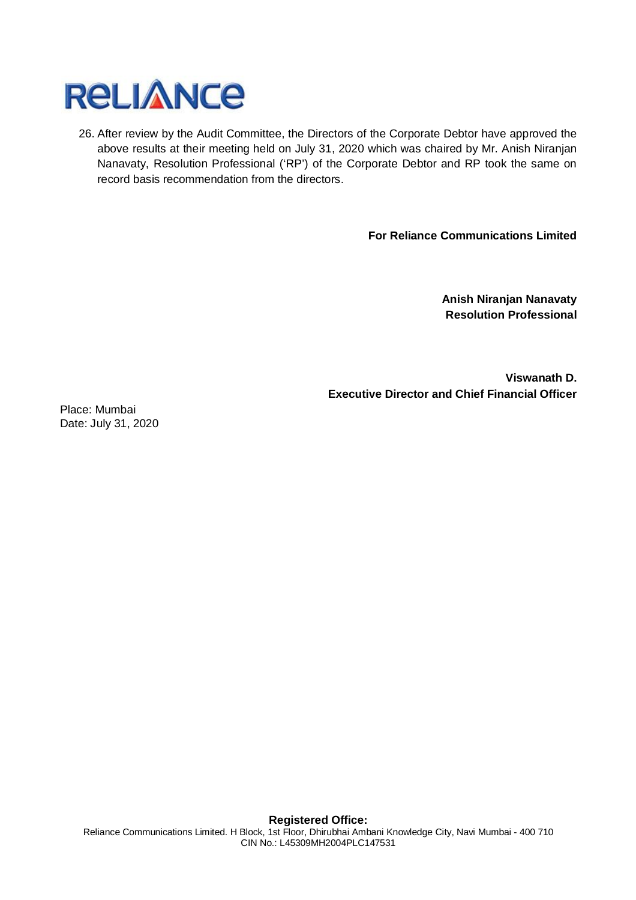26. After review by the Audit Committee, the Directors of the Corporate Debtor have approved the above results at their meeting held on July 31, 2020 which was chaired by Mr. Anish Niranjan Nanavaty, Resolution Professional ('RP') of the Corporate Debtor and RP took the same on record basis recommendation from the directors.

**For Reliance Communications Limited**

**Anish Niranjan Nanavaty**
**Resolution Professional**

**Viswanath D.**
**Executive Director and Chief Financial Officer**

Place: Mumbai
Date: July 31, 2020

**Registered Office:**
Reliance Communications Limited. H Block, 1st Floor, Dhirubhai Ambani Knowledge City, Navi Mumbai - 400 710
CIN No.: L45309MH2004PLC147531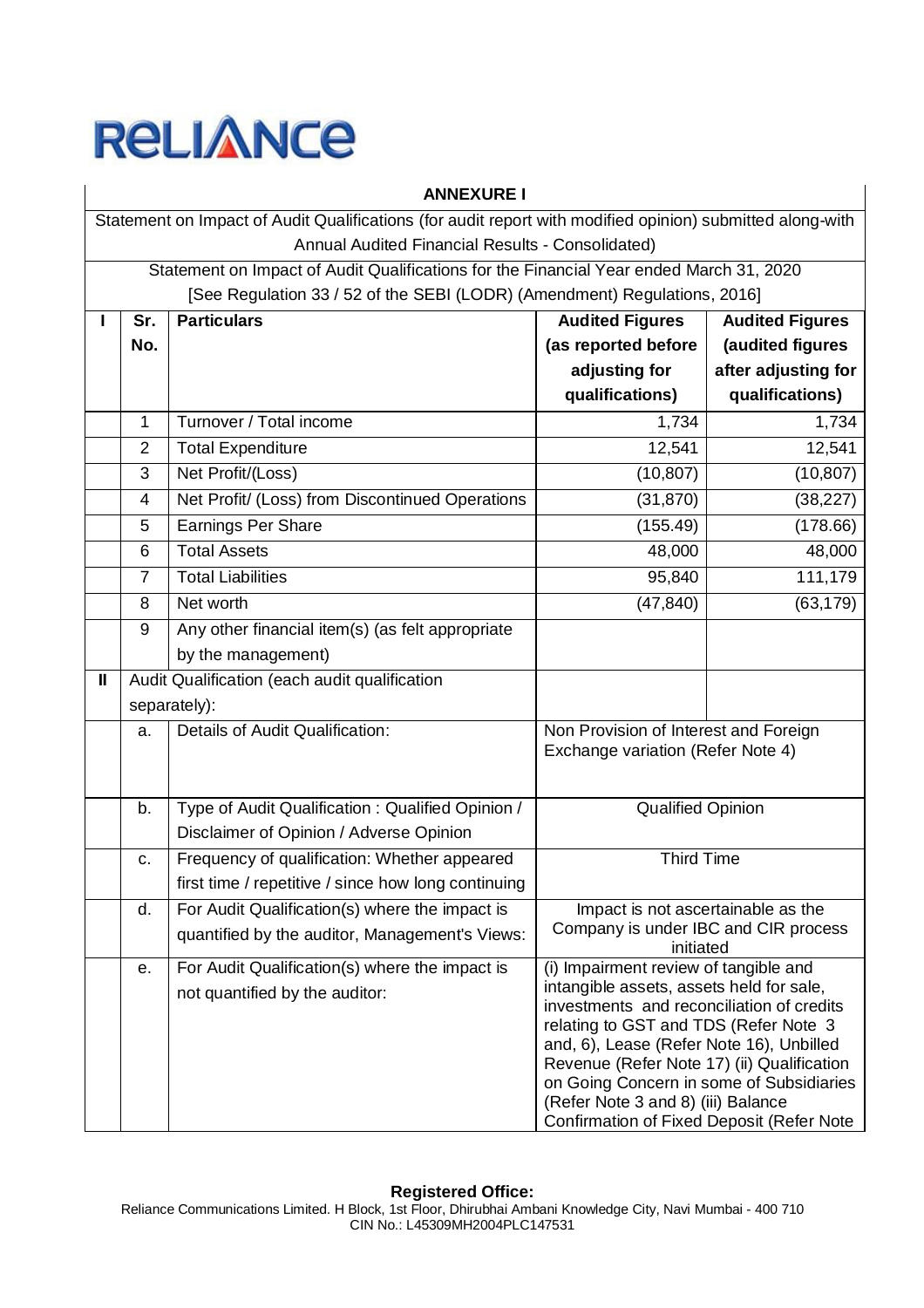RELIANCE

## ANNEXURE I

Statement on Impact of Audit Qualifications (for audit report with modified opinion) submitted along-with Annual Audited Financial Results - Consolidated)

Statement on Impact of Audit Qualifications for the Financial Year ended March 31, 2020

[See Regulation 33 / 52 of the SEBI (LODR) (Amendment) Regulations, 2016]

| I | Sr. No. | Particulars | Audited Figures (as reported before adjusting for qualifications) | Audited Figures (audited figures after adjusting for qualifications) |
|---|---|---|---|---|
| | 1 | Turnover / Total income | 1,734 | 1,734 |
| | 2 | Total Expenditure | 12,541 | 12,541 |
| | 3 | Net Profit/(Loss) | (10,807) | (10,807) |
| | 4 | Net Profit/ (Loss) from Discontinued Operations | (31,870) | (38,227) |
| | 5 | Earnings Per Share | (155.49) | (178.66) |
| | 6 | Total Assets | 48,000 | 48,000 |
| | 7 | Total Liabilities | 95,840 | 111,179 |
| | 8 | Net worth | (47,840) | (63,179) |
| | 9 | Any other financial item(s) (as felt appropriate by the management) | | |
| II | Audit Qualification (each audit qualification separately): | | | |
| | a. | Details of Audit Qualification: | Non Provision of Interest and Foreign Exchange variation (Refer Note 4) | |
| | b. | Type of Audit Qualification : Qualified Opinion / Disclaimer of Opinion / Adverse Opinion | Qualified Opinion | |
| | c. | Frequency of qualification: Whether appeared first time / repetitive / since how long continuing | Third Time | |
| | d. | For Audit Qualification(s) where the impact is quantified by the auditor, Management's Views: | Impact is not ascertainable as the Company is under IBC and CIR process initiated | |
| | e. | For Audit Qualification(s) where the impact is not quantified by the auditor: | (i) Impairment review of tangible and intangible assets, assets held for sale, investments and reconciliation of credits relating to GST and TDS (Refer Note 3 and, 6), Lease (Refer Note 16), Unbilled Revenue (Refer Note 17) (ii) Qualification on Going Concern in some of Subsidiaries (Refer Note 3 and 8) (iii) Balance Confirmation of Fixed Deposit (Refer Note | |

**Registered Office:**
Reliance Communications Limited. H Block, 1st Floor, Dhirubhai Ambani Knowledge City, Navi Mumbai - 400 710
CIN No.: L45309MH2004PLC147531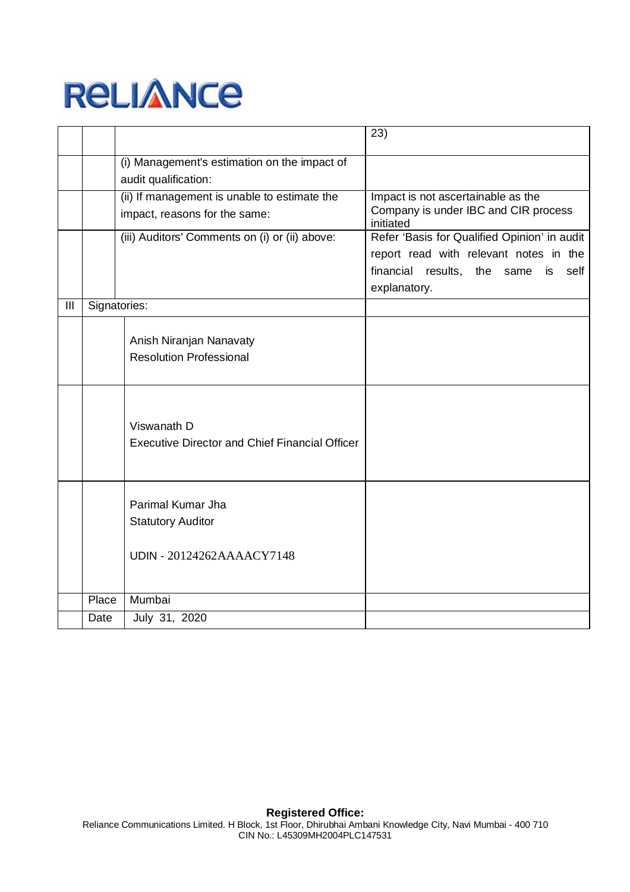# RELIANCE

| | | | |
|---|---|---|---|
| | | | 23) |
| | | (i) Management's estimation on the impact of audit qualification: | |
| | | (ii) If management is unable to estimate the impact, reasons for the same: | Impact is not ascertainable as the Company is under IBC and CIR process initiated |
| | | (iii) Auditors' Comments on (i) or (ii) above: | Refer 'Basis for Qualified Opinion' in audit report read with relevant notes in the financial results, the same is self explanatory. |
| III | Signatories: | | |
| | | Anish Niranjan Nanavaty<br>Resolution Professional | |
| | | Viswanath D<br>Executive Director and Chief Financial Officer | |
| | | Parimal Kumar Jha<br>Statutory Auditor<br><br>UDIN - 20124262AAAACY7148 | |
| | Place | Mumbai | |
| | Date | July 31, 2020 | |

**Registered Office:**
Reliance Communications Limited. H Block, 1st Floor, Dhirubhai Ambani Knowledge City, Navi Mumbai - 400 710
CIN No.: L45309MH2004PLC147531